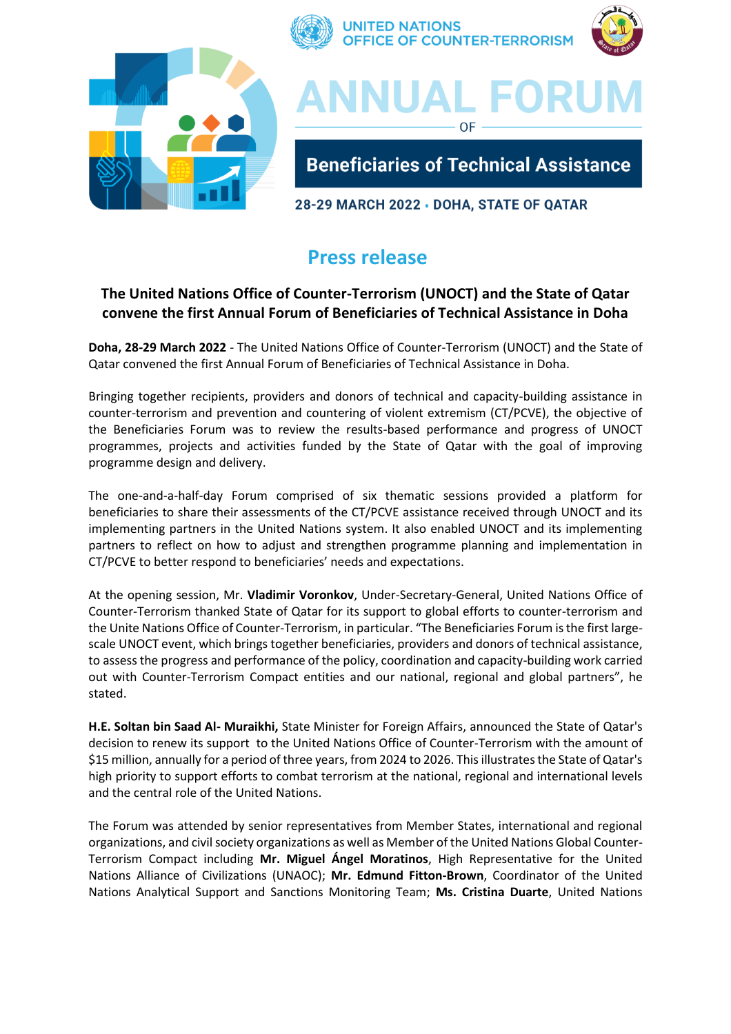UNITED NATIONS
OFFICE OF COUNTER-TERRORISM

# ANNUAL FORUM

OF

## Beneficiaries of Technical Assistance

**28-29 MARCH 2022 • DOHA, STATE OF QATAR**

## Press release

### The United Nations Office of Counter-Terrorism (UNOCT) and the State of Qatar convene the first Annual Forum of Beneficiaries of Technical Assistance in Doha

**Doha, 28-29 March 2022** - The United Nations Office of Counter-Terrorism (UNOCT) and the State of Qatar convened the first Annual Forum of Beneficiaries of Technical Assistance in Doha.

Bringing together recipients, providers and donors of technical and capacity-building assistance in counter-terrorism and prevention and countering of violent extremism (CT/PCVE), the objective of the Beneficiaries Forum was to review the results-based performance and progress of UNOCT programmes, projects and activities funded by the State of Qatar with the goal of improving programme design and delivery.

The one-and-a-half-day Forum comprised of six thematic sessions provided a platform for beneficiaries to share their assessments of the CT/PCVE assistance received through UNOCT and its implementing partners in the United Nations system. It also enabled UNOCT and its implementing partners to reflect on how to adjust and strengthen programme planning and implementation in CT/PCVE to better respond to beneficiaries' needs and expectations.

At the opening session, Mr. **Vladimir Voronkov**, Under-Secretary-General, United Nations Office of Counter-Terrorism thanked State of Qatar for its support to global efforts to counter-terrorism and the Unite Nations Office of Counter-Terrorism, in particular. "The Beneficiaries Forum is the first large-scale UNOCT event, which brings together beneficiaries, providers and donors of technical assistance, to assess the progress and performance of the policy, coordination and capacity-building work carried out with Counter-Terrorism Compact entities and our national, regional and global partners", he stated.

**H.E. Soltan bin Saad Al- Muraikhi,** State Minister for Foreign Affairs, announced the State of Qatar's decision to renew its support to the United Nations Office of Counter-Terrorism with the amount of $15 million, annually for a period of three years, from 2024 to 2026. This illustrates the State of Qatar's high priority to support efforts to combat terrorism at the national, regional and international levels and the central role of the United Nations.

The Forum was attended by senior representatives from Member States, international and regional organizations, and civil society organizations as well as Member of the United Nations Global Counter-Terrorism Compact including **Mr. Miguel Ángel Moratinos**, High Representative for the United Nations Alliance of Civilizations (UNAOC); **Mr. Edmund Fitton-Brown**, Coordinator of the United Nations Analytical Support and Sanctions Monitoring Team; **Ms. Cristina Duarte**, United Nations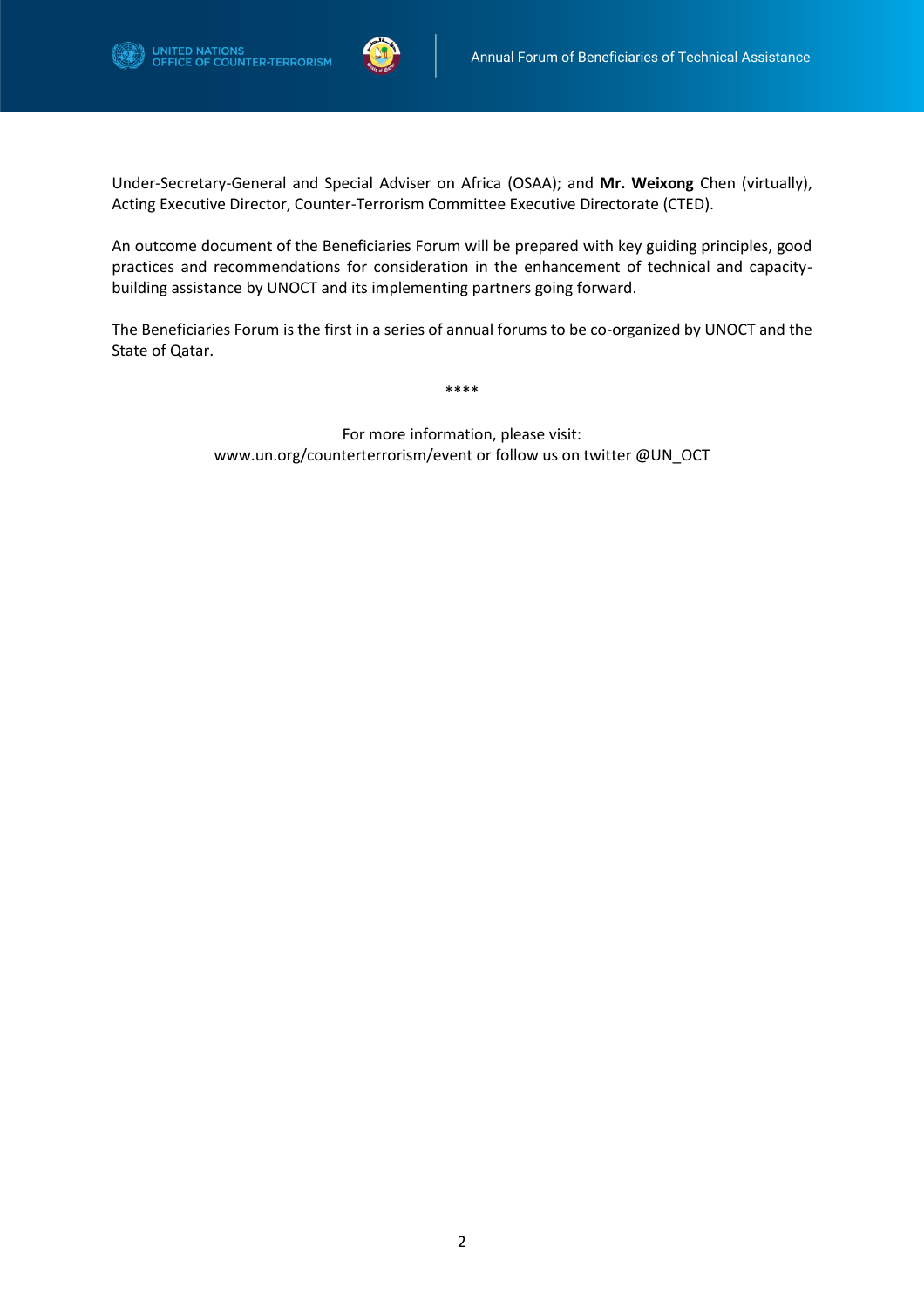Under-Secretary-General and Special Adviser on Africa (OSAA); and **Mr. Weixong** Chen (virtually), Acting Executive Director, Counter-Terrorism Committee Executive Directorate (CTED).

An outcome document of the Beneficiaries Forum will be prepared with key guiding principles, good practices and recommendations for consideration in the enhancement of technical and capacity-building assistance by UNOCT and its implementing partners going forward.

The Beneficiaries Forum is the first in a series of annual forums to be co-organized by UNOCT and the State of Qatar.

****

For more information, please visit:
www.un.org/counterterrorism/event or follow us on twitter @UN_OCT